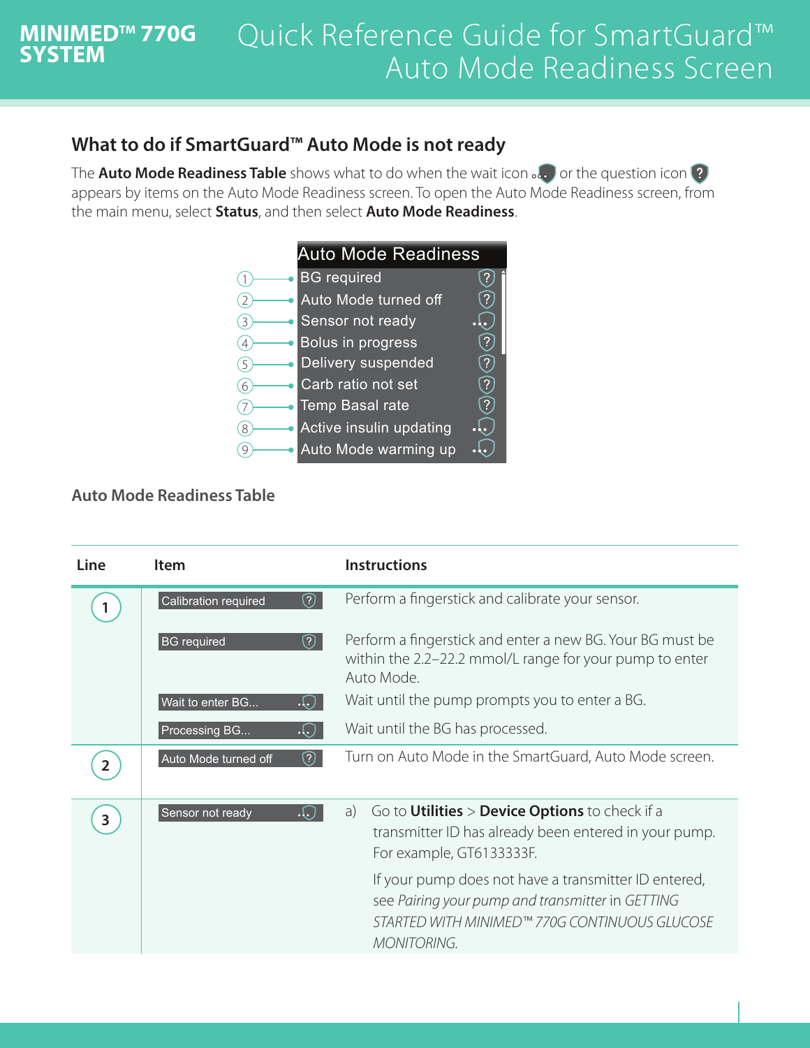# MINIMED™ 770G SYSTEM

# Quick Reference Guide for SmartGuard™ Auto Mode Readiness Screen

## What to do if SmartGuard™ Auto Mode is not ready

The **Auto Mode Readiness Table** shows what to do when the wait icon or the question icon appears by items on the Auto Mode Readiness screen. To open the Auto Mode Readiness screen, from the main menu, select **Status**, and then select **Auto Mode Readiness**.

Auto Mode Readiness

1. BG required
2. Auto Mode turned off
3. Sensor not ready
4. Bolus in progress
5. Delivery suspended
6. Carb ratio not set
7. Temp Basal rate
8. Active insulin updating
9. Auto Mode warming up

### Auto Mode Readiness Table

| Line | Item | Instructions |
|---|---|---|
| 1 | Calibration required | Perform a fingerstick and calibrate your sensor. |
| | BG required | Perform a fingerstick and enter a new BG. Your BG must be within the 2.2–22.2 mmol/L range for your pump to enter Auto Mode. |
| | Wait to enter BG... | Wait until the pump prompts you to enter a BG. |
| | Processing BG... | Wait until the BG has processed. |
| 2 | Auto Mode turned off | Turn on Auto Mode in the SmartGuard, Auto Mode screen. |
| 3 | Sensor not ready | a) Go to **Utilities** > **Device Options** to check if a transmitter ID has already been entered in your pump. For example, GT6133333F.<br><br>If your pump does not have a transmitter ID entered, see *Pairing your pump and transmitter* in *GETTING STARTED WITH MINIMED™ 770G CONTINUOUS GLUCOSE MONITORING*. |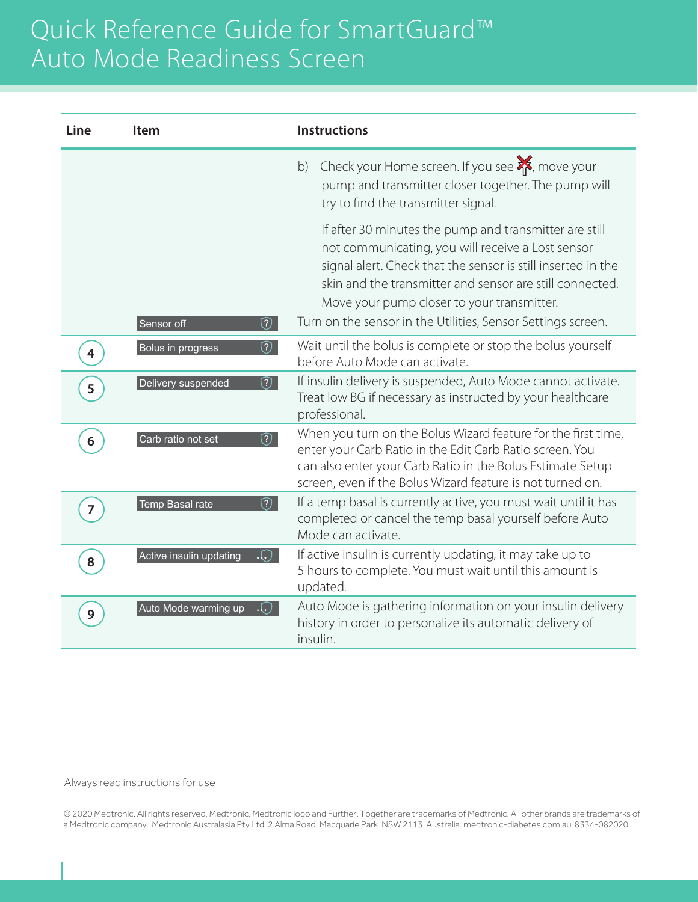# Quick Reference Guide for SmartGuard™ Auto Mode Readiness Screen

| Line | Item | Instructions |
| --- | --- | --- |
| | | b) Check your Home screen. If you see ✕, move your pump and transmitter closer together. The pump will try to find the transmitter signal.<br><br>If after 30 minutes the pump and transmitter are still not communicating, you will receive a Lost sensor signal alert. Check that the sensor is still inserted in the skin and the transmitter and sensor are still connected. Move your pump closer to your transmitter. |
| | Sensor off | Turn on the sensor in the Utilities, Sensor Settings screen. |
| 4 | Bolus in progress | Wait until the bolus is complete or stop the bolus yourself before Auto Mode can activate. |
| 5 | Delivery suspended | If insulin delivery is suspended, Auto Mode cannot activate. Treat low BG if necessary as instructed by your healthcare professional. |
| 6 | Carb ratio not set | When you turn on the Bolus Wizard feature for the first time, enter your Carb Ratio in the Edit Carb Ratio screen. You can also enter your Carb Ratio in the Bolus Estimate Setup screen, even if the Bolus Wizard feature is not turned on. |
| 7 | Temp Basal rate | If a temp basal is currently active, you must wait until it has completed or cancel the temp basal yourself before Auto Mode can activate. |
| 8 | Active insulin updating | If active insulin is currently updating, it may take up to 5 hours to complete. You must wait until this amount is updated. |
| 9 | Auto Mode warming up | Auto Mode is gathering information on your insulin delivery history in order to personalize its automatic delivery of insulin. |

Always read instructions for use

© 2020 Medtronic. All rights reserved. Medtronic, Medtronic logo and Further, Together are trademarks of Medtronic. All other brands are trademarks of a Medtronic company. Medtronic Australasia Pty Ltd. 2 Alma Road, Macquarie Park. NSW 2113. Australia. medtronic-diabetes.com.au 8334-082020